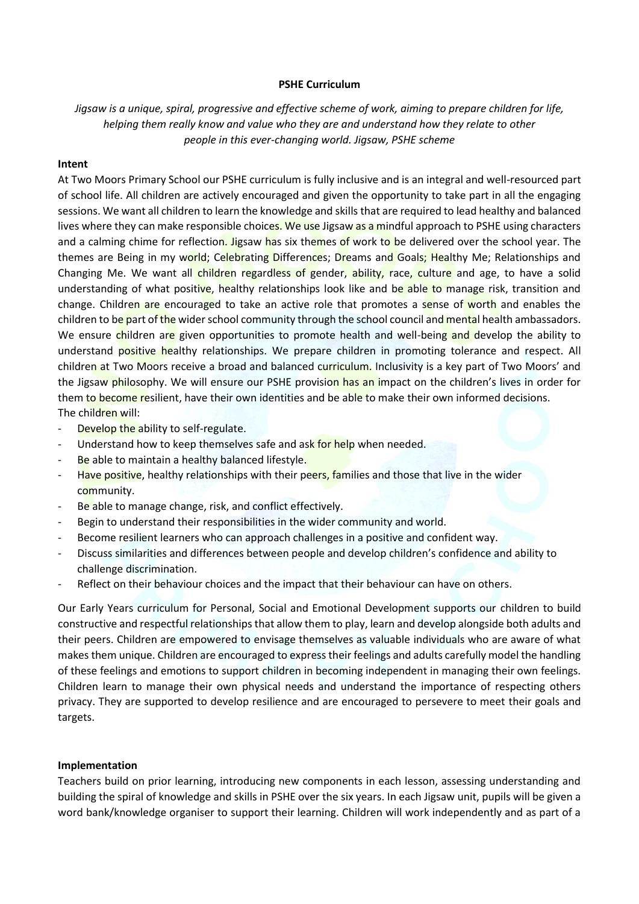# PSHE Curriculum

*Jigsaw is a unique, spiral, progressive and effective scheme of work, aiming to prepare children for life, helping them really know and value who they are and understand how they relate to other people in this ever-changing world. Jigsaw, PSHE scheme*

**Intent**

At Two Moors Primary School our PSHE curriculum is fully inclusive and is an integral and well-resourced part of school life. All children are actively encouraged and given the opportunity to take part in all the engaging sessions. We want all children to learn the knowledge and skills that are required to lead healthy and balanced lives where they can make responsible choices. We use Jigsaw as a mindful approach to PSHE using characters and a calming chime for reflection. Jigsaw has six themes of work to be delivered over the school year. The themes are Being in my world; Celebrating Differences; Dreams and Goals; Healthy Me; Relationships and Changing Me. We want all children regardless of gender, ability, race, culture and age, to have a solid understanding of what positive, healthy relationships look like and be able to manage risk, transition and change. Children are encouraged to take an active role that promotes a sense of worth and enables the children to be part of the wider school community through the school council and mental health ambassadors. We ensure children are given opportunities to promote health and well-being and develop the ability to understand positive healthy relationships. We prepare children in promoting tolerance and respect. All children at Two Moors receive a broad and balanced curriculum. Inclusivity is a key part of Two Moors' and the Jigsaw philosophy. We will ensure our PSHE provision has an impact on the children's lives in order for them to become resilient, have their own identities and be able to make their own informed decisions.
The children will:

- Develop the ability to self-regulate.
- Understand how to keep themselves safe and ask for help when needed.
- Be able to maintain a healthy balanced lifestyle.
- Have positive, healthy relationships with their peers, families and those that live in the wider community.
- Be able to manage change, risk, and conflict effectively.
- Begin to understand their responsibilities in the wider community and world.
- Become resilient learners who can approach challenges in a positive and confident way.
- Discuss similarities and differences between people and develop children's confidence and ability to challenge discrimination.
- Reflect on their behaviour choices and the impact that their behaviour can have on others.

Our Early Years curriculum for Personal, Social and Emotional Development supports our children to build constructive and respectful relationships that allow them to play, learn and develop alongside both adults and their peers. Children are empowered to envisage themselves as valuable individuals who are aware of what makes them unique. Children are encouraged to express their feelings and adults carefully model the handling of these feelings and emotions to support children in becoming independent in managing their own feelings. Children learn to manage their own physical needs and understand the importance of respecting others privacy. They are supported to develop resilience and are encouraged to persevere to meet their goals and targets.

**Implementation**

Teachers build on prior learning, introducing new components in each lesson, assessing understanding and building the spiral of knowledge and skills in PSHE over the six years. In each Jigsaw unit, pupils will be given a word bank/knowledge organiser to support their learning. Children will work independently and as part of a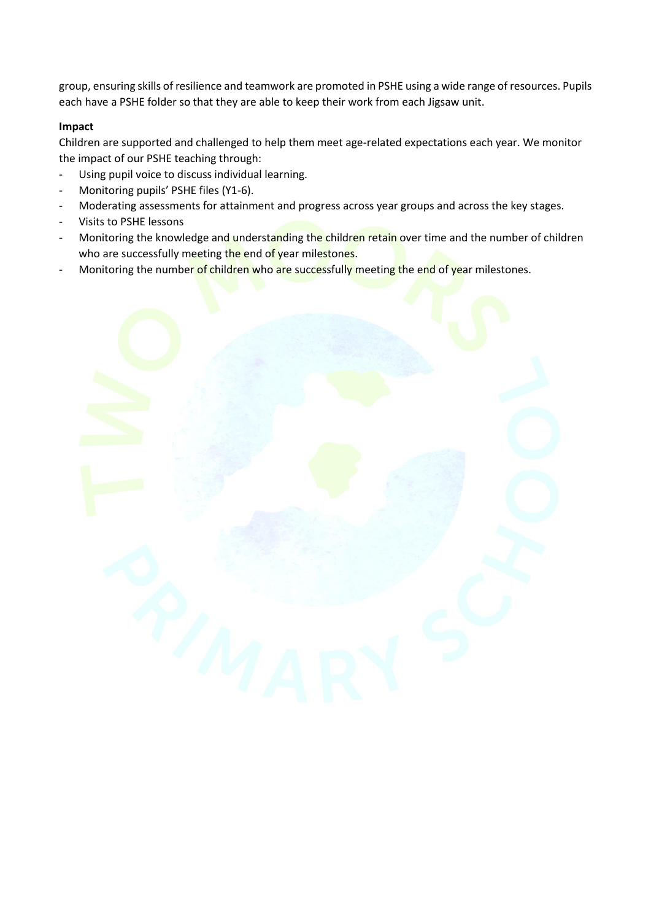group, ensuring skills of resilience and teamwork are promoted in PSHE using a wide range of resources. Pupils each have a PSHE folder so that they are able to keep their work from each Jigsaw unit.

**Impact**

Children are supported and challenged to help them meet age-related expectations each year. We monitor the impact of our PSHE teaching through:

- Using pupil voice to discuss individual learning.
- Monitoring pupils' PSHE files (Y1-6).
- Moderating assessments for attainment and progress across year groups and across the key stages.
- Visits to PSHE lessons
- Monitoring the knowledge and understanding the children retain over time and the number of children who are successfully meeting the end of year milestones.
- Monitoring the number of children who are successfully meeting the end of year milestones.